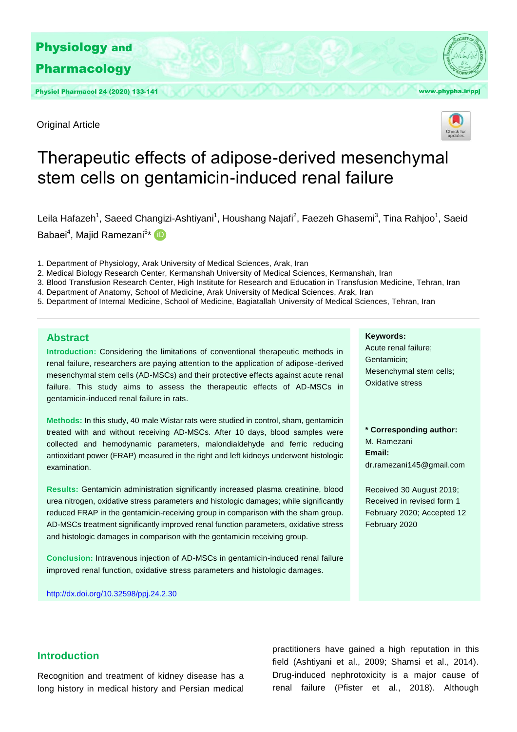Original Article

# Therapeutic effects of adipose-derived mesenchymal stem cells on gentamicin-induced renal failure

Leila Hafazeh[1], Saeed Changizi-Ashtiyani[1], Houshang Najafi[2], Faezeh Ghasemi[3], Tina Rahjoo[1], Saeid Babaei[4], Majid Ramezani[5]*

1. Department of Physiology, Arak University of Medical Sciences, Arak, Iran
2. Medical Biology Research Center, Kermanshah University of Medical Sciences, Kermanshah, Iran
3. Blood Transfusion Research Center, High Institute for Research and Education in Transfusion Medicine, Tehran, Iran
4. Department of Anatomy, School of Medicine, Arak University of Medical Sciences, Arak, Iran
5. Department of Internal Medicine, School of Medicine, Bagiatallah University of Medical Sciences, Tehran, Iran

## Abstract

**Introduction:** Considering the limitations of conventional therapeutic methods in renal failure, researchers are paying attention to the application of adipose-derived mesenchymal stem cells (AD-MSCs) and their protective effects against acute renal failure. This study aims to assess the therapeutic effects of AD-MSCs in gentamicin-induced renal failure in rats.

**Methods:** In this study, 40 male Wistar rats were studied in control, sham, gentamicin treated with and without receiving AD-MSCs. After 10 days, blood samples were collected and hemodynamic parameters, malondialdehyde and ferric reducing antioxidant power (FRAP) measured in the right and left kidneys underwent histologic examination.

**Results:** Gentamicin administration significantly increased plasma creatinine, blood urea nitrogen, oxidative stress parameters and histologic damages; while significantly reduced FRAP in the gentamicin-receiving group in comparison with the sham group. AD-MSCs treatment significantly improved renal function parameters, oxidative stress and histologic damages in comparison with the gentamicin receiving group.

**Conclusion:** Intravenous injection of AD-MSCs in gentamicin-induced renal failure improved renal function, oxidative stress parameters and histologic damages.

http://dx.doi.org/10.32598/ppj.24.2.30

**Keywords:**
Acute renal failure;
Gentamicin;
Mesenchymal stem cells;
Oxidative stress

**\* Corresponding author:**
M. Ramezani
**Email:**
dr.ramezani145@gmail.com

Received 30 August 2019; Received in revised form 1 February 2020; Accepted 12 February 2020

## Introduction

Recognition and treatment of kidney disease has a long history in medical history and Persian medical practitioners have gained a high reputation in this field (Ashtiyani et al., 2009; Shamsi et al., 2014). Drug-induced nephrotoxicity is a major cause of renal failure (Pfister et al., 2018). Although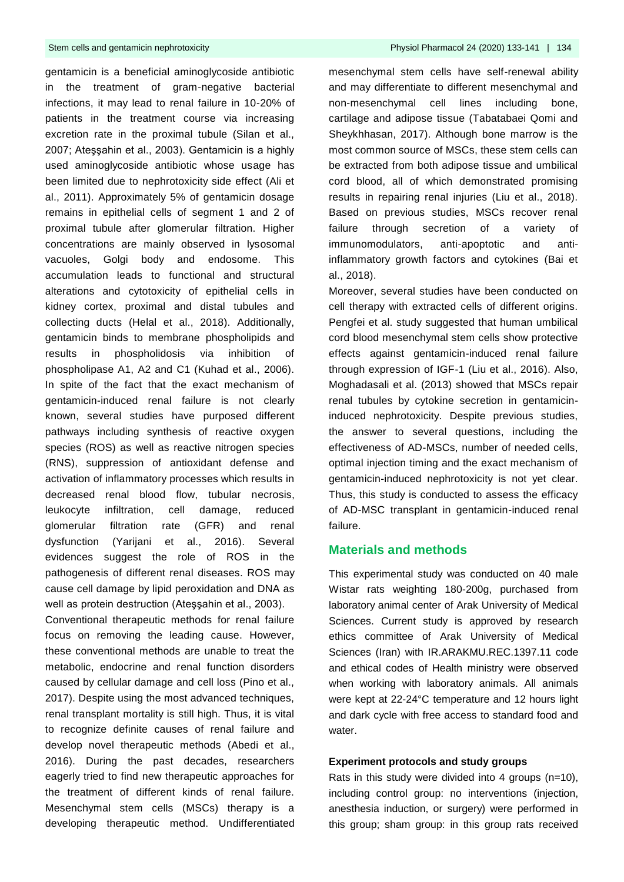gentamicin is a beneficial aminoglycoside antibiotic in the treatment of gram-negative bacterial infections, it may lead to renal failure in 10-20% of patients in the treatment course via increasing excretion rate in the proximal tubule (Silan et al., 2007; Ateşşahin et al., 2003). Gentamicin is a highly used aminoglycoside antibiotic whose usage has been limited due to nephrotoxicity side effect (Ali et al., 2011). Approximately 5% of gentamicin dosage remains in epithelial cells of segment 1 and 2 of proximal tubule after glomerular filtration. Higher concentrations are mainly observed in lysosomal vacuoles, Golgi body and endosome. This accumulation leads to functional and structural alterations and cytotoxicity of epithelial cells in kidney cortex, proximal and distal tubules and collecting ducts (Helal et al., 2018). Additionally, gentamicin binds to membrane phospholipids and results in phospholidosis via inhibition of phospholipase A1, A2 and C1 (Kuhad et al., 2006). In spite of the fact that the exact mechanism of gentamicin-induced renal failure is not clearly known, several studies have purposed different pathways including synthesis of reactive oxygen species (ROS) as well as reactive nitrogen species (RNS), suppression of antioxidant defense and activation of inflammatory processes which results in decreased renal blood flow, tubular necrosis, leukocyte infiltration, cell damage, reduced glomerular filtration rate (GFR) and renal dysfunction (Yarijani et al., 2016). Several evidences suggest the role of ROS in the pathogenesis of different renal diseases. ROS may cause cell damage by lipid peroxidation and DNA as well as protein destruction (Ateşşahin et al., 2003).

Conventional therapeutic methods for renal failure focus on removing the leading cause. However, these conventional methods are unable to treat the metabolic, endocrine and renal function disorders caused by cellular damage and cell loss (Pino et al., 2017). Despite using the most advanced techniques, renal transplant mortality is still high. Thus, it is vital to recognize definite causes of renal failure and develop novel therapeutic methods (Abedi et al., 2016). During the past decades, researchers eagerly tried to find new therapeutic approaches for the treatment of different kinds of renal failure. Mesenchymal stem cells (MSCs) therapy is a developing therapeutic method. Undifferentiated mesenchymal stem cells have self-renewal ability and may differentiate to different mesenchymal and non-mesenchymal cell lines including bone, cartilage and adipose tissue (Tabatabaei Qomi and Sheykhhasan, 2017). Although bone marrow is the most common source of MSCs, these stem cells can be extracted from both adipose tissue and umbilical cord blood, all of which demonstrated promising results in repairing renal injuries (Liu et al., 2018). Based on previous studies, MSCs recover renal failure through secretion of a variety of immunomodulators, anti-apoptotic and anti-inflammatory growth factors and cytokines (Bai et al., 2018).

Moreover, several studies have been conducted on cell therapy with extracted cells of different origins. Pengfei et al. study suggested that human umbilical cord blood mesenchymal stem cells show protective effects against gentamicin-induced renal failure through expression of IGF-1 (Liu et al., 2016). Also, Moghadasali et al. (2013) showed that MSCs repair renal tubules by cytokine secretion in gentamicin-induced nephrotoxicity. Despite previous studies, the answer to several questions, including the effectiveness of AD-MSCs, number of needed cells, optimal injection timing and the exact mechanism of gentamicin-induced nephrotoxicity is not yet clear. Thus, this study is conducted to assess the efficacy of AD-MSC transplant in gentamicin-induced renal failure.

## Materials and methods

This experimental study was conducted on 40 male Wistar rats weighting 180-200g, purchased from laboratory animal center of Arak University of Medical Sciences. Current study is approved by research ethics committee of Arak University of Medical Sciences (Iran) with IR.ARAKMU.REC.1397.11 code and ethical codes of Health ministry were observed when working with laboratory animals. All animals were kept at 22-24°C temperature and 12 hours light and dark cycle with free access to standard food and water.

### Experiment protocols and study groups

Rats in this study were divided into 4 groups (n=10), including control group: no interventions (injection, anesthesia induction, or surgery) were performed in this group; sham group: in this group rats received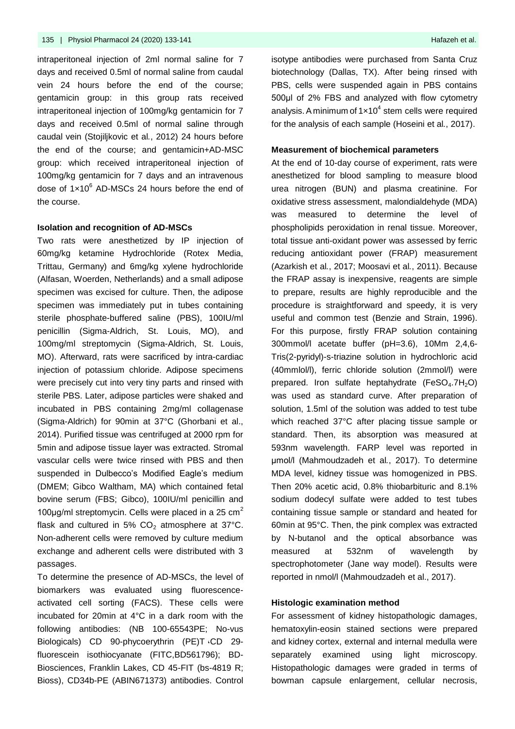intraperitoneal injection of 2ml normal saline for 7 days and received 0.5ml of normal saline from caudal vein 24 hours before the end of the course; gentamicin group: in this group rats received intraperitoneal injection of 100mg/kg gentamicin for 7 days and received 0.5ml of normal saline through caudal vein (Stojiljkovic et al., 2012) 24 hours before the end of the course; and gentamicin+AD-MSC group: which received intraperitoneal injection of 100mg/kg gentamicin for 7 days and an intravenous dose of $1×10^6$ AD-MSCs 24 hours before the end of the course.

**Isolation and recognition of AD-MSCs**

Two rats were anesthetized by IP injection of 60mg/kg ketamine Hydrochloride (Rotex Media, Trittau, Germany) and 6mg/kg xylene hydrochloride (Alfasan, Woerden, Netherlands) and a small adipose specimen was excised for culture. Then, the adipose specimen was immediately put in tubes containing sterile phosphate-buffered saline (PBS), 100IU/ml penicillin (Sigma-Aldrich, St. Louis, MO), and 100mg/ml streptomycin (Sigma-Aldrich, St. Louis, MO). Afterward, rats were sacrificed by intra-cardiac injection of potassium chloride. Adipose specimens were precisely cut into very tiny parts and rinsed with sterile PBS. Later, adipose particles were shaked and incubated in PBS containing 2mg/ml collagenase (Sigma-Aldrich) for 90min at 37°C (Ghorbani et al., 2014). Purified tissue was centrifuged at 2000 rpm for 5min and adipose tissue layer was extracted. Stromal vascular cells were twice rinsed with PBS and then suspended in Dulbecco's Modified Eagle's medium (DMEM; Gibco Waltham, MA) which contained fetal bovine serum (FBS; Gibco), 100IU/ml penicillin and 100µg/ml streptomycin. Cells were placed in a 25 $cm^2$ flask and cultured in 5% $CO_2$ atmosphere at 37°C. Non-adherent cells were removed by culture medium exchange and adherent cells were distributed with 3 passages.

To determine the presence of AD-MSCs, the level of biomarkers was evaluated using fluorescence-activated cell sorting (FACS). These cells were incubated for 20min at 4°C in a dark room with the following antibodies: (NB 100-65543PE; No-vus Biologicals) CD 90-phycoerythrin (PE)T ،CD 29-fluorescein isothiocyanate (FITC,BD561796); BD-Biosciences, Franklin Lakes, CD 45-FIT (bs-4819 R; Bioss), CD34b-PE (ABIN671373) antibodies. Control isotype antibodies were purchased from Santa Cruz biotechnology (Dallas, TX). After being rinsed with PBS, cells were suspended again in PBS contains 500µl of 2% FBS and analyzed with flow cytometry analysis. A minimum of $1×10^4$ stem cells were required for the analysis of each sample (Hoseini et al., 2017).

**Measurement of biochemical parameters**

At the end of 10-day course of experiment, rats were anesthetized for blood sampling to measure blood urea nitrogen (BUN) and plasma creatinine. For oxidative stress assessment, malondialdehyde (MDA) was measured to determine the level of phospholipids peroxidation in renal tissue. Moreover, total tissue anti-oxidant power was assessed by ferric reducing antioxidant power (FRAP) measurement (Azarkish et al., 2017; Moosavi et al., 2011). Because the FRAP assay is inexpensive, reagents are simple to prepare, results are highly reproducible and the procedure is straightforward and speedy, it is very useful and common test (Benzie and Strain, 1996). For this purpose, firstly FRAP solution containing 300mmol/l acetate buffer (pH=3.6), 10Mm 2,4,6-Tris(2-pyridyl)-s-triazine solution in hydrochloric acid (40mmlol/l), ferric chloride solution (2mmol/l) were prepared. Iron sulfate heptahydrate ($FeSO_4.7H_2O$) was used as standard curve. After preparation of solution, 1.5ml of the solution was added to test tube which reached 37°C after placing tissue sample or standard. Then, its absorption was measured at 593nm wavelength. FARP level was reported in µmol/l (Mahmoudzadeh et al., 2017). To determine MDA level, kidney tissue was homogenized in PBS. Then 20% acetic acid, 0.8% thiobarbituric and 8.1% sodium dodecyl sulfate were added to test tubes containing tissue sample or standard and heated for 60min at 95°C. Then, the pink complex was extracted by N-butanol and the optical absorbance was measured at 532nm of wavelength by spectrophotometer (Jane way model). Results were reported in nmol/l (Mahmoudzadeh et al., 2017).

**Histologic examination method**

For assessment of kidney histopathologic damages, hematoxylin-eosin stained sections were prepared and kidney cortex, external and internal medulla were separately examined using light microscopy. Histopathologic damages were graded in terms of bowman capsule enlargement, cellular necrosis,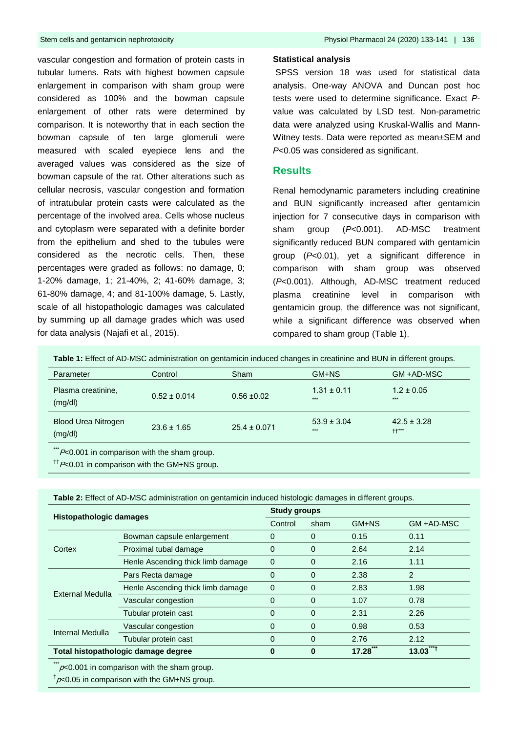vascular congestion and formation of protein casts in tubular lumens. Rats with highest bowmen capsule enlargement in comparison with sham group were considered as 100% and the bowman capsule enlargement of other rats were determined by comparison. It is noteworthy that in each section the bowman capsule of ten large glomeruli were measured with scaled eyepiece lens and the averaged values was considered as the size of bowman capsule of the rat. Other alterations such as cellular necrosis, vascular congestion and formation of intratubular protein casts were calculated as the percentage of the involved area. Cells whose nucleus and cytoplasm were separated with a definite border from the epithelium and shed to the tubules were considered as the necrotic cells. Then, these percentages were graded as follows: no damage, 0; 1-20% damage, 1; 21-40%, 2; 41-60% damage, 3; 61-80% damage, 4; and 81-100% damage, 5. Lastly, scale of all histopathologic damages was calculated by summing up all damage grades which was used for data analysis (Najafi et al., 2015).

### Statistical analysis

SPSS version 18 was used for statistical data analysis. One-way ANOVA and Duncan post hoc tests were used to determine significance. Exact *P*-value was calculated by LSD test. Non-parametric data were analyzed using Kruskal-Wallis and Mann-Witney tests. Data were reported as mean±SEM and $P<0.05$ was considered as significant.

## Results

Renal hemodynamic parameters including creatinine and BUN significantly increased after gentamicin injection for 7 consecutive days in comparison with sham group ($P<0.001$). AD-MSC treatment significantly reduced BUN compared with gentamicin group ($P<0.01$), yet a significant difference in comparison with sham group was observed ($P<0.001$). Although, AD-MSC treatment reduced plasma creatinine level in comparison with gentamicin group, the difference was not significant, while a significant difference was observed when compared to sham group (Table 1).

**Table 1:** Effect of AD-MSC administration on gentamicin induced changes in creatinine and BUN in different groups.

| Parameter | Control | Sham | GM+NS | GM +AD-MSC |
|---|---|---|---|---|
| Plasma creatinine, (mg/dl) | 0.52 ± 0.014 | 0.56 ±0.02 | 1.31 ± 0.11 *** | 1.2 ± 0.05 *** |
| Blood Urea Nitrogen (mg/dl) | 23.6 ± 1.65 | 25.4 ± 0.071 | 53.9 ± 3.04 *** | 42.5 ± 3.28 ††*** |

*** $P<0.001$ in comparison with the sham group.
†† $P<0.01$ in comparison with the GM+NS group.

**Table 2:** Effect of AD-MSC administration on gentamicin induced histologic damages in different groups.

| **Histopathologic damages** | | **Study groups** | | | |
|---|---|---|---|---|---|
| | | Control | sham | GM+NS | GM +AD-MSC |
| Cortex | Bowman capsule enlargement | 0 | 0 | 0.15 | 0.11 |
| | Proximal tubal damage | 0 | 0 | 2.64 | 2.14 |
| | Henle Ascending thick limb damage | 0 | 0 | 2.16 | 1.11 |
| External Medulla | Pars Recta damage | 0 | 0 | 2.38 | 2 |
| | Henle Ascending thick limb damage | 0 | 0 | 2.83 | 1.98 |
| | Vascular congestion | 0 | 0 | 1.07 | 0.78 |
| | Tubular protein cast | 0 | 0 | 2.31 | 2.26 |
| Internal Medulla | Vascular congestion | 0 | 0 | 0.98 | 0.53 |
| | Tubular protein cast | 0 | 0 | 2.76 | 2.12 |
| **Total histopathologic damage degree** | | **0** | **0** | **17.28*****| **13.03***†** |

*** $p<0.001$ in comparison with the sham group.
† $p<0.05$ in comparison with the GM+NS group.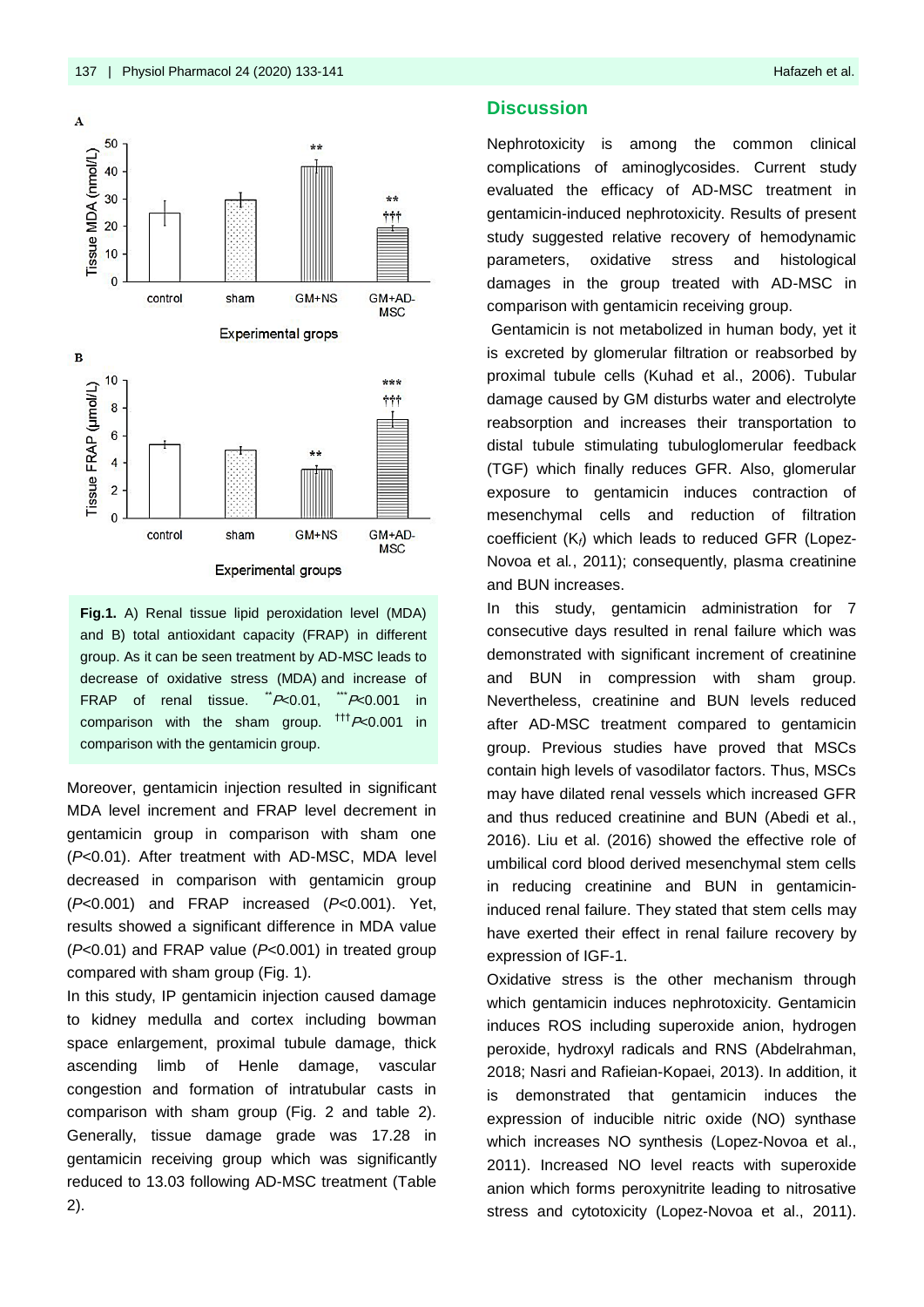Fig.1. A) Renal tissue lipid peroxidation level (MDA) and B) total antioxidant capacity (FRAP) in different group. As it can be seen treatment by AD-MSC leads to decrease of oxidative stress (MDA) and increase of FRAP of renal tissue. $^{**}P<0.01$, $^{***}P<0.001$ in comparison with the sham group. $^{†††}P<0.001$ in comparison with the gentamicin group.

Moreover, gentamicin injection resulted in significant MDA level increment and FRAP level decrement in gentamicin group in comparison with sham one ($P<0.01$). After treatment with AD-MSC, MDA level decreased in comparison with gentamicin group ($P<0.001$) and FRAP increased ($P<0.001$). Yet, results showed a significant difference in MDA value ($P<0.01$) and FRAP value ($P<0.001$) in treated group compared with sham group (Fig. 1).

In this study, IP gentamicin injection caused damage to kidney medulla and cortex including bowman space enlargement, proximal tubule damage, thick ascending limb of Henle damage, vascular congestion and formation of intratubular casts in comparison with sham group (Fig. 2 and table 2). Generally, tissue damage grade was 17.28 in gentamicin receiving group which was significantly reduced to 13.03 following AD-MSC treatment (Table 2).

## Discussion

Nephrotoxicity is among the common clinical complications of aminoglycosides. Current study evaluated the efficacy of AD-MSC treatment in gentamicin-induced nephrotoxicity. Results of present study suggested relative recovery of hemodynamic parameters, oxidative stress and histological damages in the group treated with AD-MSC in comparison with gentamicin receiving group.

Gentamicin is not metabolized in human body, yet it is excreted by glomerular filtration or reabsorbed by proximal tubule cells (Kuhad et al., 2006). Tubular damage caused by GM disturbs water and electrolyte reabsorption and increases their transportation to distal tubule stimulating tubuloglomerular feedback (TGF) which finally reduces GFR. Also, glomerular exposure to gentamicin induces contraction of mesenchymal cells and reduction of filtration coefficient ($K_f$) which leads to reduced GFR (Lopez-Novoa et al., 2011); consequently, plasma creatinine and BUN increases.

In this study, gentamicin administration for 7 consecutive days resulted in renal failure which was demonstrated with significant increment of creatinine and BUN in compression with sham group. Nevertheless, creatinine and BUN levels reduced after AD-MSC treatment compared to gentamicin group. Previous studies have proved that MSCs contain high levels of vasodilator factors. Thus, MSCs may have dilated renal vessels which increased GFR and thus reduced creatinine and BUN (Abedi et al., 2016). Liu et al. (2016) showed the effective role of umbilical cord blood derived mesenchymal stem cells in reducing creatinine and BUN in gentamicin-induced renal failure. They stated that stem cells may have exerted their effect in renal failure recovery by expression of IGF-1.

Oxidative stress is the other mechanism through which gentamicin induces nephrotoxicity. Gentamicin induces ROS including superoxide anion, hydrogen peroxide, hydroxyl radicals and RNS (Abdelrahman, 2018; Nasri and Rafieian-Kopaei, 2013). In addition, it is demonstrated that gentamicin induces the expression of inducible nitric oxide (NO) synthase which increases NO synthesis (Lopez-Novoa et al., 2011). Increased NO level reacts with superoxide anion which forms peroxynitrite leading to nitrosative stress and cytotoxicity (Lopez-Novoa et al., 2011).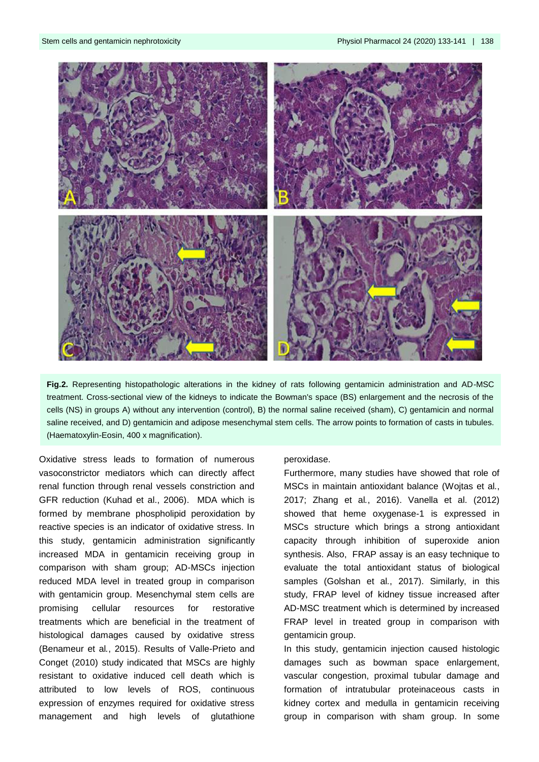**Fig.2.** Representing histopathologic alterations in the kidney of rats following gentamicin administration and AD-MSC treatment. Cross-sectional view of the kidneys to indicate the Bowman's space (BS) enlargement and the necrosis of the cells (NS) in groups A) without any intervention (control), B) the normal saline received (sham), C) gentamicin and normal saline received, and D) gentamicin and adipose mesenchymal stem cells. The arrow points to formation of casts in tubules. (Haematoxylin-Eosin, 400 x magnification).

Oxidative stress leads to formation of numerous vasoconstrictor mediators which can directly affect renal function through renal vessels constriction and GFR reduction (Kuhad et al., 2006). MDA which is formed by membrane phospholipid peroxidation by reactive species is an indicator of oxidative stress. In this study, gentamicin administration significantly increased MDA in gentamicin receiving group in comparison with sham group; AD-MSCs injection reduced MDA level in treated group in comparison with gentamicin group. Mesenchymal stem cells are promising cellular resources for restorative treatments which are beneficial in the treatment of histological damages caused by oxidative stress (Benameur et al., 2015). Results of Valle-Prieto and Conget (2010) study indicated that MSCs are highly resistant to oxidative induced cell death which is attributed to low levels of ROS, continuous expression of enzymes required for oxidative stress management and high levels of glutathione peroxidase.

Furthermore, many studies have showed that role of MSCs in maintain antioxidant balance (Wojtas et al., 2017; Zhang et al., 2016). Vanella et al. (2012) showed that heme oxygenase-1 is expressed in MSCs structure which brings a strong antioxidant capacity through inhibition of superoxide anion synthesis. Also, FRAP assay is an easy technique to evaluate the total antioxidant status of biological samples (Golshan et al., 2017). Similarly, in this study, FRAP level of kidney tissue increased after AD-MSC treatment which is determined by increased FRAP level in treated group in comparison with gentamicin group.

In this study, gentamicin injection caused histologic damages such as bowman space enlargement, vascular congestion, proximal tubular damage and formation of intratubular proteinaceous casts in kidney cortex and medulla in gentamicin receiving group in comparison with sham group. In some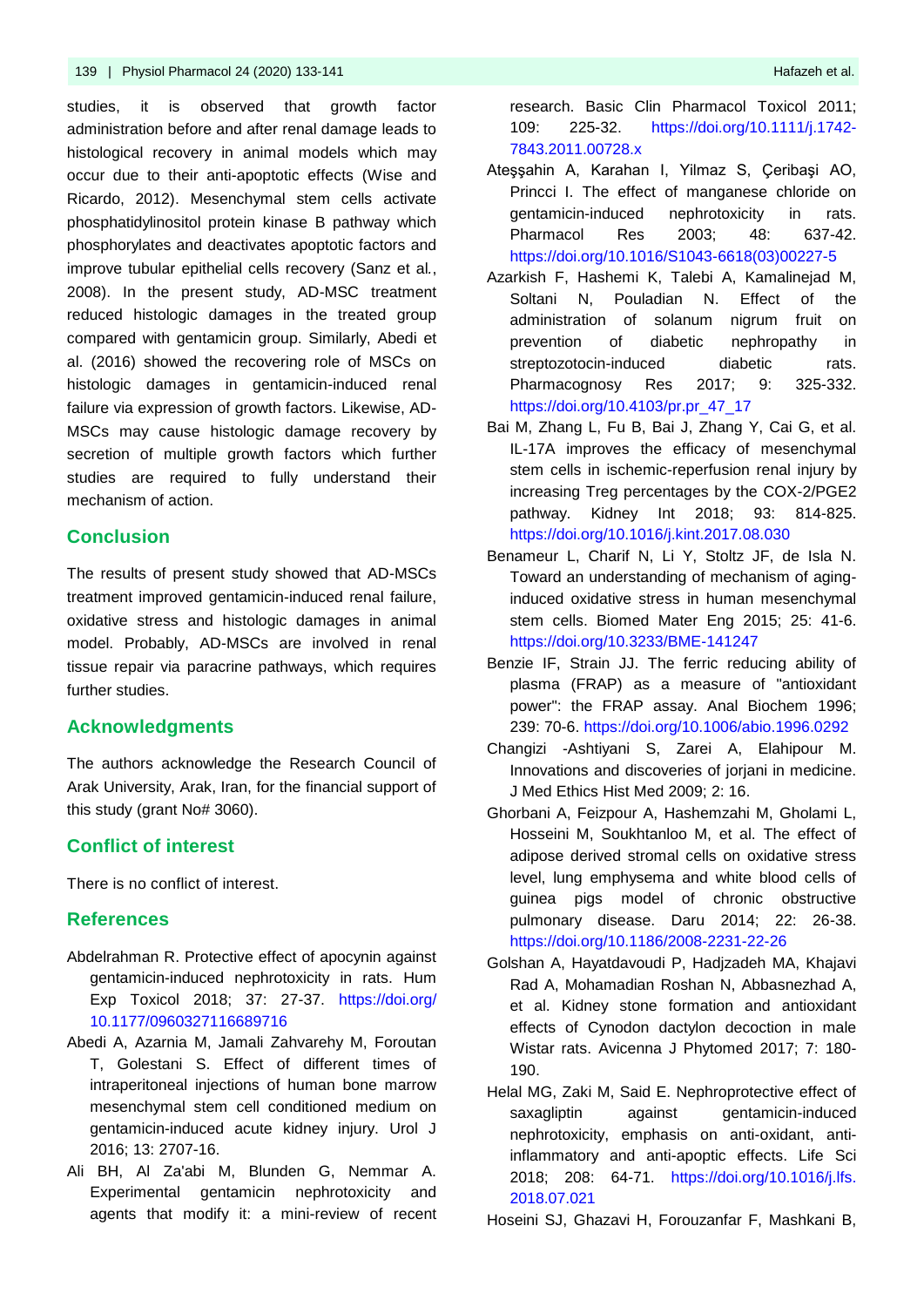studies, it is observed that growth factor administration before and after renal damage leads to histological recovery in animal models which may occur due to their anti-apoptotic effects (Wise and Ricardo, 2012). Mesenchymal stem cells activate phosphatidylinositol protein kinase B pathway which phosphorylates and deactivates apoptotic factors and improve tubular epithelial cells recovery (Sanz et al., 2008). In the present study, AD-MSC treatment reduced histologic damages in the treated group compared with gentamicin group. Similarly, Abedi et al. (2016) showed the recovering role of MSCs on histologic damages in gentamicin-induced renal failure via expression of growth factors. Likewise, AD-MSCs may cause histologic damage recovery by secretion of multiple growth factors which further studies are required to fully understand their mechanism of action.

## Conclusion

The results of present study showed that AD-MSCs treatment improved gentamicin-induced renal failure, oxidative stress and histologic damages in animal model. Probably, AD-MSCs are involved in renal tissue repair via paracrine pathways, which requires further studies.

## Acknowledgments

The authors acknowledge the Research Council of Arak University, Arak, Iran, for the financial support of this study (grant No# 3060).

## Conflict of interest

There is no conflict of interest.

## References

Abdelrahman R. Protective effect of apocynin against gentamicin-induced nephrotoxicity in rats. Hum Exp Toxicol 2018; 37: 27-37. https://doi.org/10.1177/0960327116689716

Abedi A, Azarnia M, Jamali Zahvarehy M, Foroutan T, Golestani S. Effect of different times of intraperitoneal injections of human bone marrow mesenchymal stem cell conditioned medium on gentamicin-induced acute kidney injury. Urol J 2016; 13: 2707-16.

Ali BH, Al Za'abi M, Blunden G, Nemmar A. Experimental gentamicin nephrotoxicity and agents that modify it: a mini-review of recent research. Basic Clin Pharmacol Toxicol 2011; 109: 225-32. https://doi.org/10.1111/j.1742-7843.2011.00728.x

Ateşşahin A, Karahan I, Yilmaz S, Çeribaşi AO, Princci I. The effect of manganese chloride on gentamicin-induced nephrotoxicity in rats. Pharmacol Res 2003; 48: 637-42. https://doi.org/10.1016/S1043-6618(03)00227-5

Azarkish F, Hashemi K, Talebi A, Kamalinejad M, Soltani N, Pouladian N. Effect of the administration of solanum nigrum fruit on prevention of diabetic nephropathy in streptozotocin-induced diabetic rats. Pharmacognosy Res 2017; 9: 325-332. https://doi.org/10.4103/pr.pr_47_17

Bai M, Zhang L, Fu B, Bai J, Zhang Y, Cai G, et al. IL-17A improves the efficacy of mesenchymal stem cells in ischemic-reperfusion renal injury by increasing Treg percentages by the COX-2/PGE2 pathway. Kidney Int 2018; 93: 814-825. https://doi.org/10.1016/j.kint.2017.08.030

Benameur L, Charif N, Li Y, Stoltz JF, de Isla N. Toward an understanding of mechanism of aging-induced oxidative stress in human mesenchymal stem cells. Biomed Mater Eng 2015; 25: 41-6. https://doi.org/10.3233/BME-141247

Benzie IF, Strain JJ. The ferric reducing ability of plasma (FRAP) as a measure of "antioxidant power": the FRAP assay. Anal Biochem 1996; 239: 70-6. https://doi.org/10.1006/abio.1996.0292

Changizi -Ashtiyani S, Zarei A, Elahipour M. Innovations and discoveries of jorjani in medicine. J Med Ethics Hist Med 2009; 2: 16.

Ghorbani A, Feizpour A, Hashemzahi M, Gholami L, Hosseini M, Soukhtanloo M, et al. The effect of adipose derived stromal cells on oxidative stress level, lung emphysema and white blood cells of guinea pigs model of chronic obstructive pulmonary disease. Daru 2014; 22: 26-38. https://doi.org/10.1186/2008-2231-22-26

Golshan A, Hayatdavoudi P, Hadjzadeh MA, Khajavi Rad A, Mohamadian Roshan N, Abbasnezhad A, et al. Kidney stone formation and antioxidant effects of Cynodon dactylon decoction in male Wistar rats. Avicenna J Phytomed 2017; 7: 180-190.

Helal MG, Zaki M, Said E. Nephroprotective effect of saxagliptin against gentamicin-induced nephrotoxicity, emphasis on anti-oxidant, anti-inflammatory and anti-apoptic effects. Life Sci 2018; 208: 64-71. https://doi.org/10.1016/j.lfs.2018.07.021

Hoseini SJ, Ghazavi H, Forouzanfar F, Mashkani B,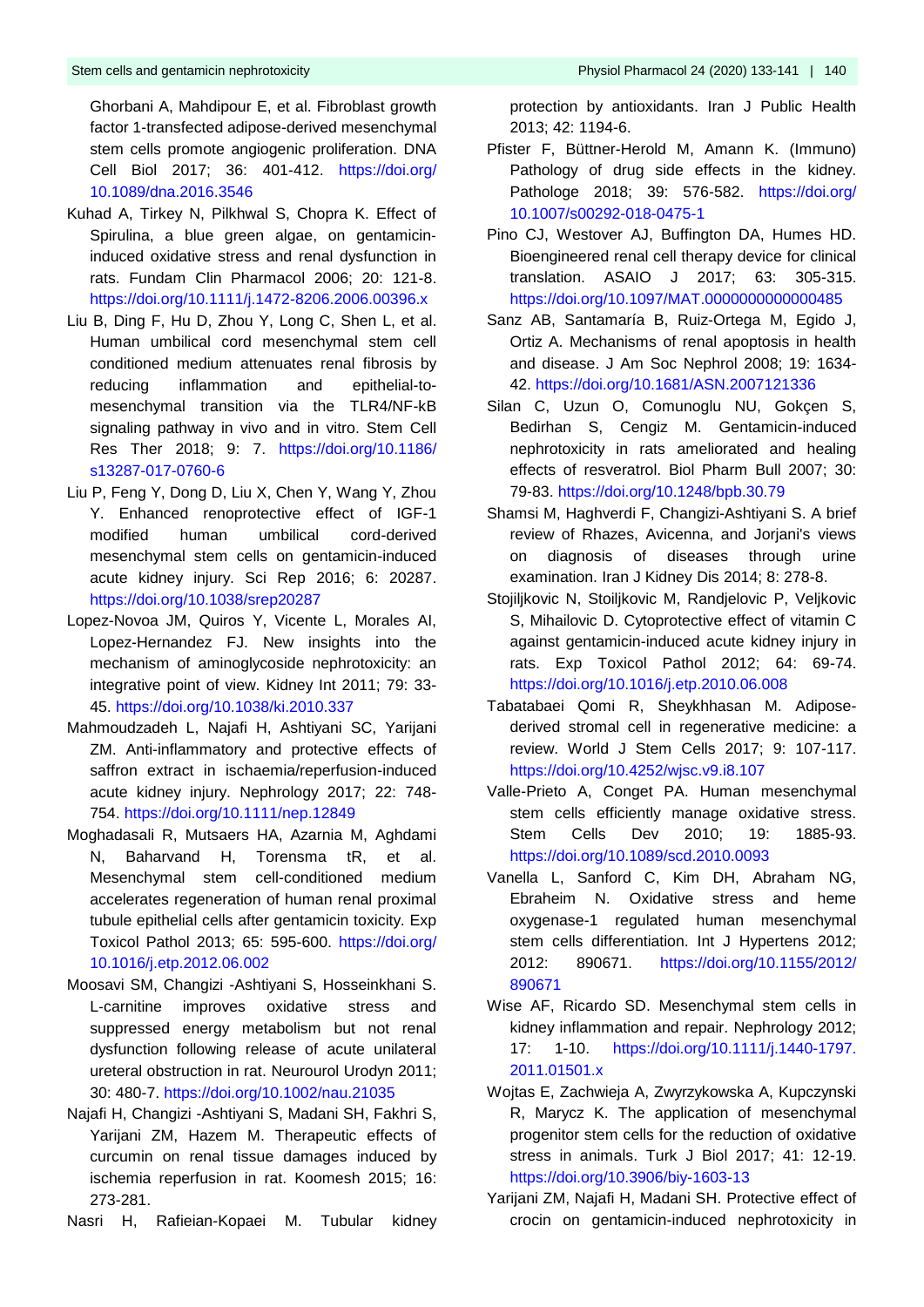Ghorbani A, Mahdipour E, et al. Fibroblast growth factor 1-transfected adipose-derived mesenchymal stem cells promote angiogenic proliferation. DNA Cell Biol 2017; 36: 401-412. https://doi.org/10.1089/dna.2016.3546

Kuhad A, Tirkey N, Pilkhwal S, Chopra K. Effect of Spirulina, a blue green algae, on gentamicin-induced oxidative stress and renal dysfunction in rats. Fundam Clin Pharmacol 2006; 20: 121-8. https://doi.org/10.1111/j.1472-8206.2006.00396.x

Liu B, Ding F, Hu D, Zhou Y, Long C, Shen L, et al. Human umbilical cord mesenchymal stem cell conditioned medium attenuates renal fibrosis by reducing inflammation and epithelial-to-mesenchymal transition via the TLR4/NF-kB signaling pathway in vivo and in vitro. Stem Cell Res Ther 2018; 9: 7. https://doi.org/10.1186/s13287-017-0760-6

Liu P, Feng Y, Dong D, Liu X, Chen Y, Wang Y, Zhou Y. Enhanced renoprotective effect of IGF-1 modified human umbilical cord-derived mesenchymal stem cells on gentamicin-induced acute kidney injury. Sci Rep 2016; 6: 20287. https://doi.org/10.1038/srep20287

Lopez-Novoa JM, Quiros Y, Vicente L, Morales AI, Lopez-Hernandez FJ. New insights into the mechanism of aminoglycoside nephrotoxicity: an integrative point of view. Kidney Int 2011; 79: 33-45. https://doi.org/10.1038/ki.2010.337

Mahmoudzadeh L, Najafi H, Ashtiyani SC, Yarijani ZM. Anti-inflammatory and protective effects of saffron extract in ischaemia/reperfusion-induced acute kidney injury. Nephrology 2017; 22: 748-754. https://doi.org/10.1111/nep.12849

Moghadasali R, Mutsaers HA, Azarnia M, Aghdami N, Baharvand H, Torensma tR, et al. Mesenchymal stem cell-conditioned medium accelerates regeneration of human renal proximal tubule epithelial cells after gentamicin toxicity. Exp Toxicol Pathol 2013; 65: 595-600. https://doi.org/10.1016/j.etp.2012.06.002

Moosavi SM, Changizi -Ashtiyani S, Hosseinkhani S. L-carnitine improves oxidative stress and suppressed energy metabolism but not renal dysfunction following release of acute unilateral ureteral obstruction in rat. Neurourol Urodyn 2011; 30: 480-7. https://doi.org/10.1002/nau.21035

Najafi H, Changizi -Ashtiyani S, Madani SH, Fakhri S, Yarijani ZM, Hazem M. Therapeutic effects of curcumin on renal tissue damages induced by ischemia reperfusion in rat. Koomesh 2015; 16: 273-281.

Nasri H, Rafieian-Kopaei M. Tubular kidney protection by antioxidants. Iran J Public Health 2013; 42: 1194-6.

Pfister F, Büttner-Herold M, Amann K. (Immuno) Pathology of drug side effects in the kidney. Pathologe 2018; 39: 576-582. https://doi.org/10.1007/s00292-018-0475-1

Pino CJ, Westover AJ, Buffington DA, Humes HD. Bioengineered renal cell therapy device for clinical translation. ASAIO J 2017; 63: 305-315. https://doi.org/10.1097/MAT.0000000000000485

Sanz AB, Santamaría B, Ruiz-Ortega M, Egido J, Ortiz A. Mechanisms of renal apoptosis in health and disease. J Am Soc Nephrol 2008; 19: 1634-42. https://doi.org/10.1681/ASN.2007121336

Silan C, Uzun O, Comunoglu NU, Gokçen S, Bedirhan S, Cengiz M. Gentamicin-induced nephrotoxicity in rats ameliorated and healing effects of resveratrol. Biol Pharm Bull 2007; 30: 79-83. https://doi.org/10.1248/bpb.30.79

Shamsi M, Haghverdi F, Changizi-Ashtiyani S. A brief review of Rhazes, Avicenna, and Jorjani's views on diagnosis of diseases through urine examination. Iran J Kidney Dis 2014; 8: 278-8.

Stojiljkovic N, Stoiljkovic M, Randjelovic P, Veljkovic S, Mihailovic D. Cytoprotective effect of vitamin C against gentamicin-induced acute kidney injury in rats. Exp Toxicol Pathol 2012; 64: 69-74. https://doi.org/10.1016/j.etp.2010.06.008

Tabatabaei Qomi R, Sheykhhasan M. Adipose-derived stromal cell in regenerative medicine: a review. World J Stem Cells 2017; 9: 107-117. https://doi.org/10.4252/wjsc.v9.i8.107

Valle-Prieto A, Conget PA. Human mesenchymal stem cells efficiently manage oxidative stress. Stem Cells Dev 2010; 19: 1885-93. https://doi.org/10.1089/scd.2010.0093

Vanella L, Sanford C, Kim DH, Abraham NG, Ebraheim N. Oxidative stress and heme oxygenase-1 regulated human mesenchymal stem cells differentiation. Int J Hypertens 2012; 2012: 890671. https://doi.org/10.1155/2012/890671

Wise AF, Ricardo SD. Mesenchymal stem cells in kidney inflammation and repair. Nephrology 2012; 17: 1-10. https://doi.org/10.1111/j.1440-1797.2011.01501.x

Wojtas E, Zachwieja A, Zwyrzykowska A, Kupczynski R, Marycz K. The application of mesenchymal progenitor stem cells for the reduction of oxidative stress in animals. Turk J Biol 2017; 41: 12-19. https://doi.org/10.3906/biy-1603-13

Yarijani ZM, Najafi H, Madani SH. Protective effect of crocin on gentamicin-induced nephrotoxicity in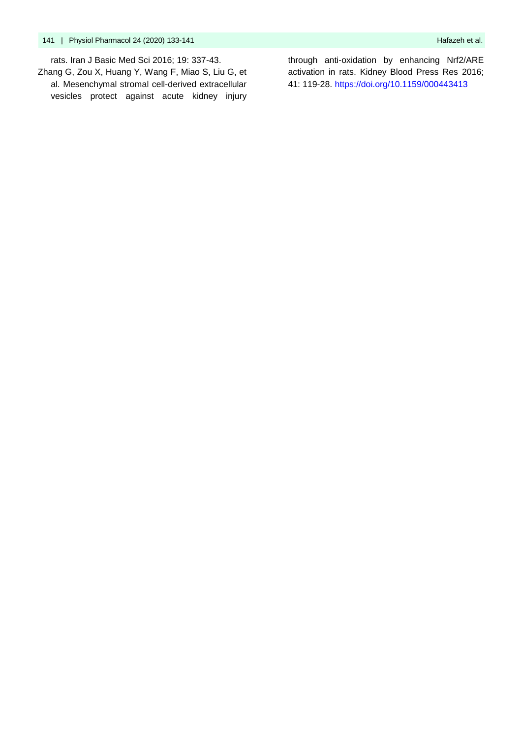rats. Iran J Basic Med Sci 2016; 19: 337-43.

Zhang G, Zou X, Huang Y, Wang F, Miao S, Liu G, et al. Mesenchymal stromal cell-derived extracellular vesicles protect against acute kidney injury through anti-oxidation by enhancing Nrf2/ARE activation in rats. Kidney Blood Press Res 2016; 41: 119-28. https://doi.org/10.1159/000443413